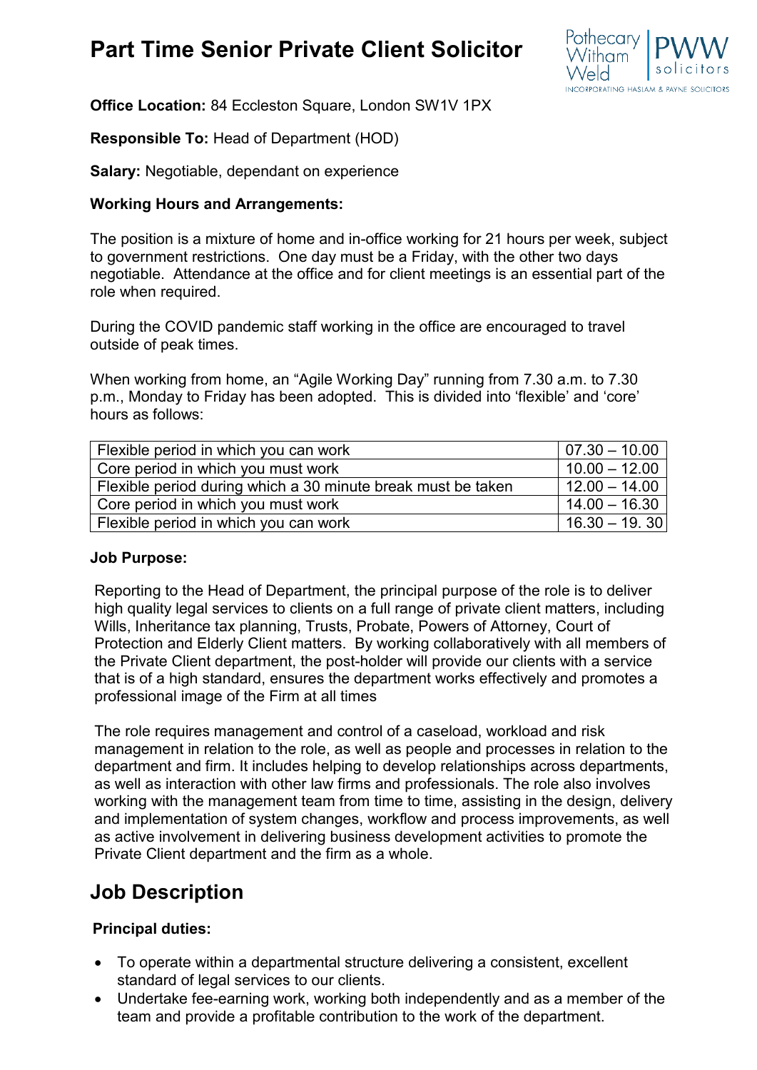# Part Time Senior Private Client Solicitor

**Office Location:** 84 Eccleston Square, London SW1V 1PX

**Responsible To:** Head of Department (HOD)

**Salary:** Negotiable, dependant on experience

**Working Hours and Arrangements:**

The position is a mixture of home and in-office working for 21 hours per week, subject to government restrictions. One day must be a Friday, with the other two days negotiable. Attendance at the office and for client meetings is an essential part of the role when required.

During the COVID pandemic staff working in the office are encouraged to travel outside of peak times.

When working from home, an "Agile Working Day" running from 7.30 a.m. to 7.30 p.m., Monday to Friday has been adopted. This is divided into 'flexible' and 'core' hours as follows:

| | |
|---|---|
| Flexible period in which you can work | 07.30 – 10.00 |
| Core period in which you must work | 10.00 – 12.00 |
| Flexible period during which a 30 minute break must be taken | 12.00 – 14.00 |
| Core period in which you must work | 14.00 – 16.30 |
| Flexible period in which you can work | 16.30 – 19. 30 |

**Job Purpose:**

Reporting to the Head of Department, the principal purpose of the role is to deliver high quality legal services to clients on a full range of private client matters, including Wills, Inheritance tax planning, Trusts, Probate, Powers of Attorney, Court of Protection and Elderly Client matters. By working collaboratively with all members of the Private Client department, the post-holder will provide our clients with a service that is of a high standard, ensures the department works effectively and promotes a professional image of the Firm at all times

The role requires management and control of a caseload, workload and risk management in relation to the role, as well as people and processes in relation to the department and firm. It includes helping to develop relationships across departments, as well as interaction with other law firms and professionals. The role also involves working with the management team from time to time, assisting in the design, delivery and implementation of system changes, workflow and process improvements, as well as active involvement in delivering business development activities to promote the Private Client department and the firm as a whole.

## Job Description

**Principal duties:**

- To operate within a departmental structure delivering a consistent, excellent standard of legal services to our clients.
- Undertake fee-earning work, working both independently and as a member of the team and provide a profitable contribution to the work of the department.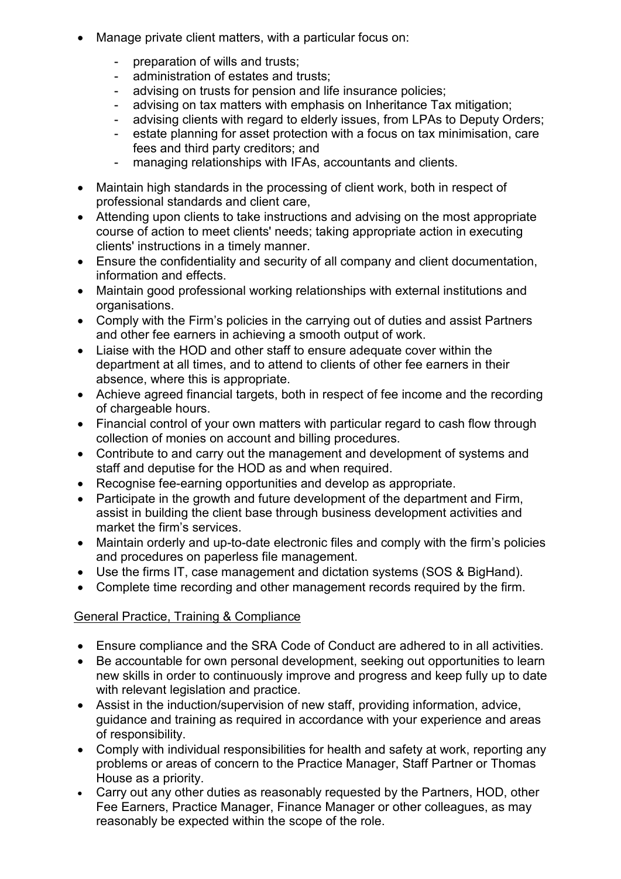- Manage private client matters, with a particular focus on:
    - preparation of wills and trusts;
    - administration of estates and trusts;
    - advising on trusts for pension and life insurance policies;
    - advising on tax matters with emphasis on Inheritance Tax mitigation;
    - advising clients with regard to elderly issues, from LPAs to Deputy Orders;
    - estate planning for asset protection with a focus on tax minimisation, care fees and third party creditors; and
    - managing relationships with IFAs, accountants and clients.
- Maintain high standards in the processing of client work, both in respect of professional standards and client care,
- Attending upon clients to take instructions and advising on the most appropriate course of action to meet clients' needs; taking appropriate action in executing clients' instructions in a timely manner.
- Ensure the confidentiality and security of all company and client documentation, information and effects.
- Maintain good professional working relationships with external institutions and organisations.
- Comply with the Firm's policies in the carrying out of duties and assist Partners and other fee earners in achieving a smooth output of work.
- Liaise with the HOD and other staff to ensure adequate cover within the department at all times, and to attend to clients of other fee earners in their absence, where this is appropriate.
- Achieve agreed financial targets, both in respect of fee income and the recording of chargeable hours.
- Financial control of your own matters with particular regard to cash flow through collection of monies on account and billing procedures.
- Contribute to and carry out the management and development of systems and staff and deputise for the HOD as and when required.
- Recognise fee-earning opportunities and develop as appropriate.
- Participate in the growth and future development of the department and Firm, assist in building the client base through business development activities and market the firm's services.
- Maintain orderly and up-to-date electronic files and comply with the firm's policies and procedures on paperless file management.
- Use the firms IT, case management and dictation systems (SOS & BigHand).
- Complete time recording and other management records required by the firm.

<u>General Practice, Training & Compliance</u>

- Ensure compliance and the SRA Code of Conduct are adhered to in all activities.
- Be accountable for own personal development, seeking out opportunities to learn new skills in order to continuously improve and progress and keep fully up to date with relevant legislation and practice.
- Assist in the induction/supervision of new staff, providing information, advice, guidance and training as required in accordance with your experience and areas of responsibility.
- Comply with individual responsibilities for health and safety at work, reporting any problems or areas of concern to the Practice Manager, Staff Partner or Thomas House as a priority.
- Carry out any other duties as reasonably requested by the Partners, HOD, other Fee Earners, Practice Manager, Finance Manager or other colleagues, as may reasonably be expected within the scope of the role.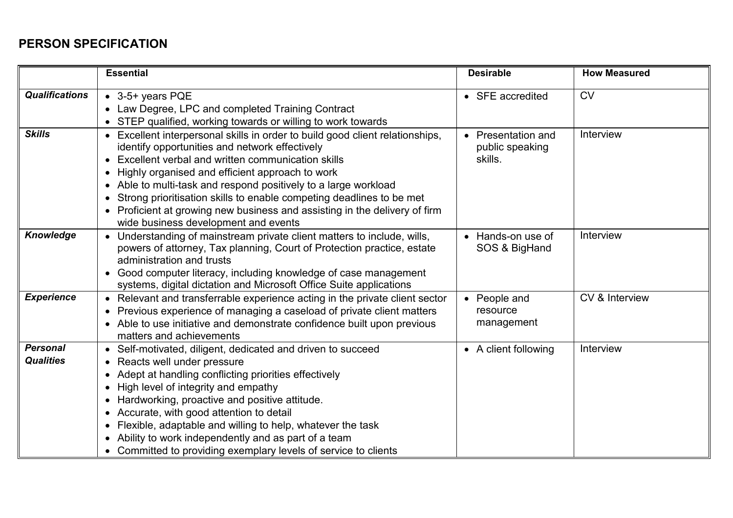## PERSON SPECIFICATION

| | Essential | Desirable | How Measured |
|---|---|---|---|
| ***Qualifications*** | • 3-5+ years PQE<br>• Law Degree, LPC and completed Training Contract<br>• STEP qualified, working towards or willing to work towards | • SFE accredited | CV |
| ***Skills*** | • Excellent interpersonal skills in order to build good client relationships, identify opportunities and network effectively<br>• Excellent verbal and written communication skills<br>• Highly organised and efficient approach to work<br>• Able to multi-task and respond positively to a large workload<br>• Strong prioritisation skills to enable competing deadlines to be met<br>• Proficient at growing new business and assisting in the delivery of firm wide business development and events | • Presentation and public speaking skills. | Interview |
| ***Knowledge*** | • Understanding of mainstream private client matters to include, wills, powers of attorney, Tax planning, Court of Protection practice, estate administration and trusts<br>• Good computer literacy, including knowledge of case management systems, digital dictation and Microsoft Office Suite applications | • Hands-on use of SOS & BigHand | Interview |
| ***Experience*** | • Relevant and transferrable experience acting in the private client sector<br>• Previous experience of managing a caseload of private client matters<br>• Able to use initiative and demonstrate confidence built upon previous matters and achievements | • People and resource management | CV & Interview |
| ***Personal Qualities*** | • Self-motivated, diligent, dedicated and driven to succeed<br>• Reacts well under pressure<br>• Adept at handling conflicting priorities effectively<br>• High level of integrity and empathy<br>• Hardworking, proactive and positive attitude.<br>• Accurate, with good attention to detail<br>• Flexible, adaptable and willing to help, whatever the task<br>• Ability to work independently and as part of a team<br>• Committed to providing exemplary levels of service to clients | • A client following | Interview |